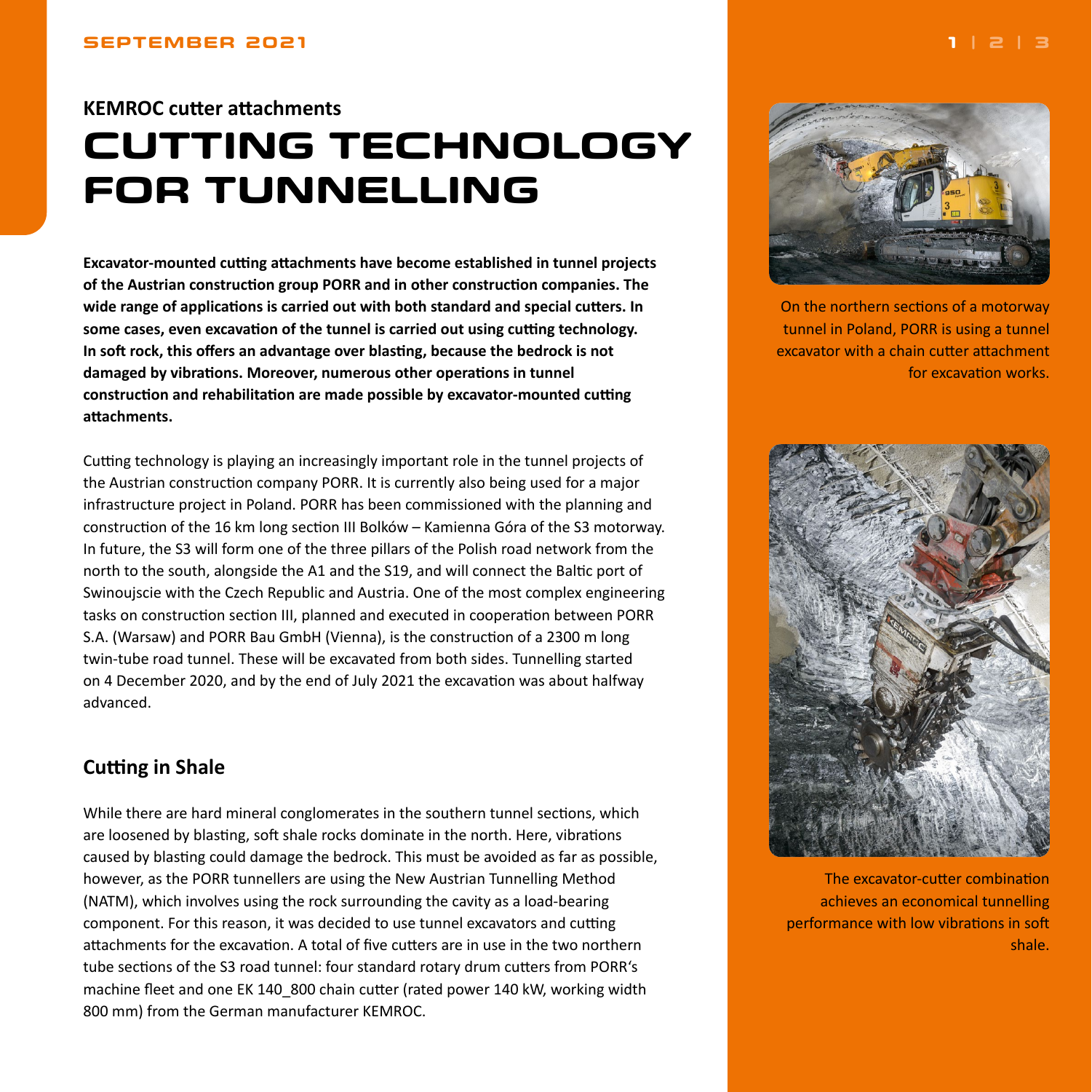**KEMROC cutter attachments**

# CUTTING TECHNOLOGY FOR TUNNELLING

**Excavator-mounted cutting attachments have become established in tunnel projects of the Austrian construction group PORR and in other construction companies. The wide range of applications is carried out with both standard and special cutters. In some cases, even excavation of the tunnel is carried out using cutting technology. In soft rock, this offers an advantage over blasting, because the bedrock is not damaged by vibrations. Moreover, numerous other operations in tunnel construction and rehabilitation are made possible by excavator-mounted cutting attachments.**

Cutting technology is playing an increasingly important role in the tunnel projects of the Austrian construction company PORR. It is currently also being used for a major infrastructure project in Poland. PORR has been commissioned with the planning and construction of the 16 km long section III Bolków – Kamienna Góra of the S3 motorway. In future, the S3 will form one of the three pillars of the Polish road network from the north to the south, alongside the A1 and the S19, and will connect the Baltic port of Swinoujscie with the Czech Republic and Austria. One of the most complex engineering tasks on construction section III, planned and executed in cooperation between PORR S.A. (Warsaw) and PORR Bau GmbH (Vienna), is the construction of a 2300 m long twin-tube road tunnel. These will be excavated from both sides. Tunnelling started on 4 December 2020, and by the end of July 2021 the excavation was about halfway advanced.

## Cutting in Shale

While there are hard mineral conglomerates in the southern tunnel sections, which are loosened by blasting, soft shale rocks dominate in the north. Here, vibrations caused by blasting could damage the bedrock. This must be avoided as far as possible, however, as the PORR tunnellers are using the New Austrian Tunnelling Method (NATM), which involves using the rock surrounding the cavity as a load-bearing component. For this reason, it was decided to use tunnel excavators and cutting attachments for the excavation. A total of five cutters are in use in the two northern tube sections of the S3 road tunnel: four standard rotary drum cutters from PORR's machine fleet and one EK 140_800 chain cutter (rated power 140 kW, working width 800 mm) from the German manufacturer KEMROC.

On the northern sections of a motorway tunnel in Poland, PORR is using a tunnel excavator with a chain cutter attachment for excavation works.

The excavator-cutter combination achieves an economical tunnelling performance with low vibrations in soft shale.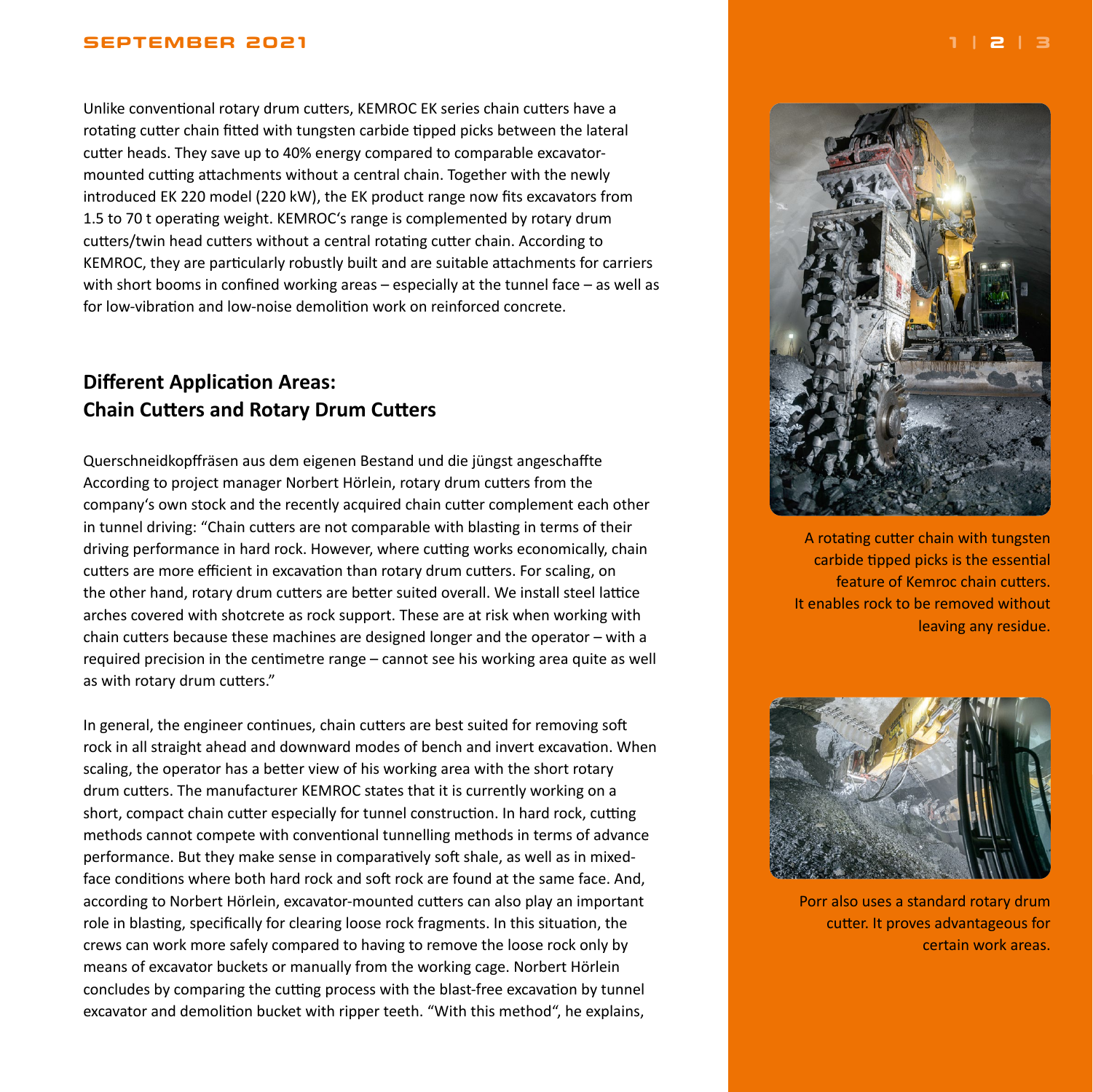Unlike conventional rotary drum cutters, KEMROC EK series chain cutters have a rotating cutter chain fitted with tungsten carbide tipped picks between the lateral cutter heads. They save up to 40% energy compared to comparable excavator-mounted cutting attachments without a central chain. Together with the newly introduced EK 220 model (220 kW), the EK product range now fits excavators from 1.5 to 70 t operating weight. KEMROC's range is complemented by rotary drum cutters/twin head cutters without a central rotating cutter chain. According to KEMROC, they are particularly robustly built and are suitable attachments for carriers with short booms in confined working areas – especially at the tunnel face – as well as for low-vibration and low-noise demolition work on reinforced concrete.

## Different Application Areas: Chain Cutters and Rotary Drum Cutters

Querschneidkopffräsen aus dem eigenen Bestand und die jüngst angeschaffte According to project manager Norbert Hörlein, rotary drum cutters from the company's own stock and the recently acquired chain cutter complement each other in tunnel driving: "Chain cutters are not comparable with blasting in terms of their driving performance in hard rock. However, where cutting works economically, chain cutters are more efficient in excavation than rotary drum cutters. For scaling, on the other hand, rotary drum cutters are better suited overall. We install steel lattice arches covered with shotcrete as rock support. These are at risk when working with chain cutters because these machines are designed longer and the operator – with a required precision in the centimetre range – cannot see his working area quite as well as with rotary drum cutters."

In general, the engineer continues, chain cutters are best suited for removing soft rock in all straight ahead and downward modes of bench and invert excavation. When scaling, the operator has a better view of his working area with the short rotary drum cutters. The manufacturer KEMROC states that it is currently working on a short, compact chain cutter especially for tunnel construction. In hard rock, cutting methods cannot compete with conventional tunnelling methods in terms of advance performance. But they make sense in comparatively soft shale, as well as in mixed-face conditions where both hard rock and soft rock are found at the same face. And, according to Norbert Hörlein, excavator-mounted cutters can also play an important role in blasting, specifically for clearing loose rock fragments. In this situation, the crews can work more safely compared to having to remove the loose rock only by means of excavator buckets or manually from the working cage. Norbert Hörlein concludes by comparing the cutting process with the blast-free excavation by tunnel excavator and demolition bucket with ripper teeth. "With this method", he explains,

A rotating cutter chain with tungsten carbide tipped picks is the essential feature of Kemroc chain cutters. It enables rock to be removed without leaving any residue.

Porr also uses a standard rotary drum cutter. It proves advantageous for certain work areas.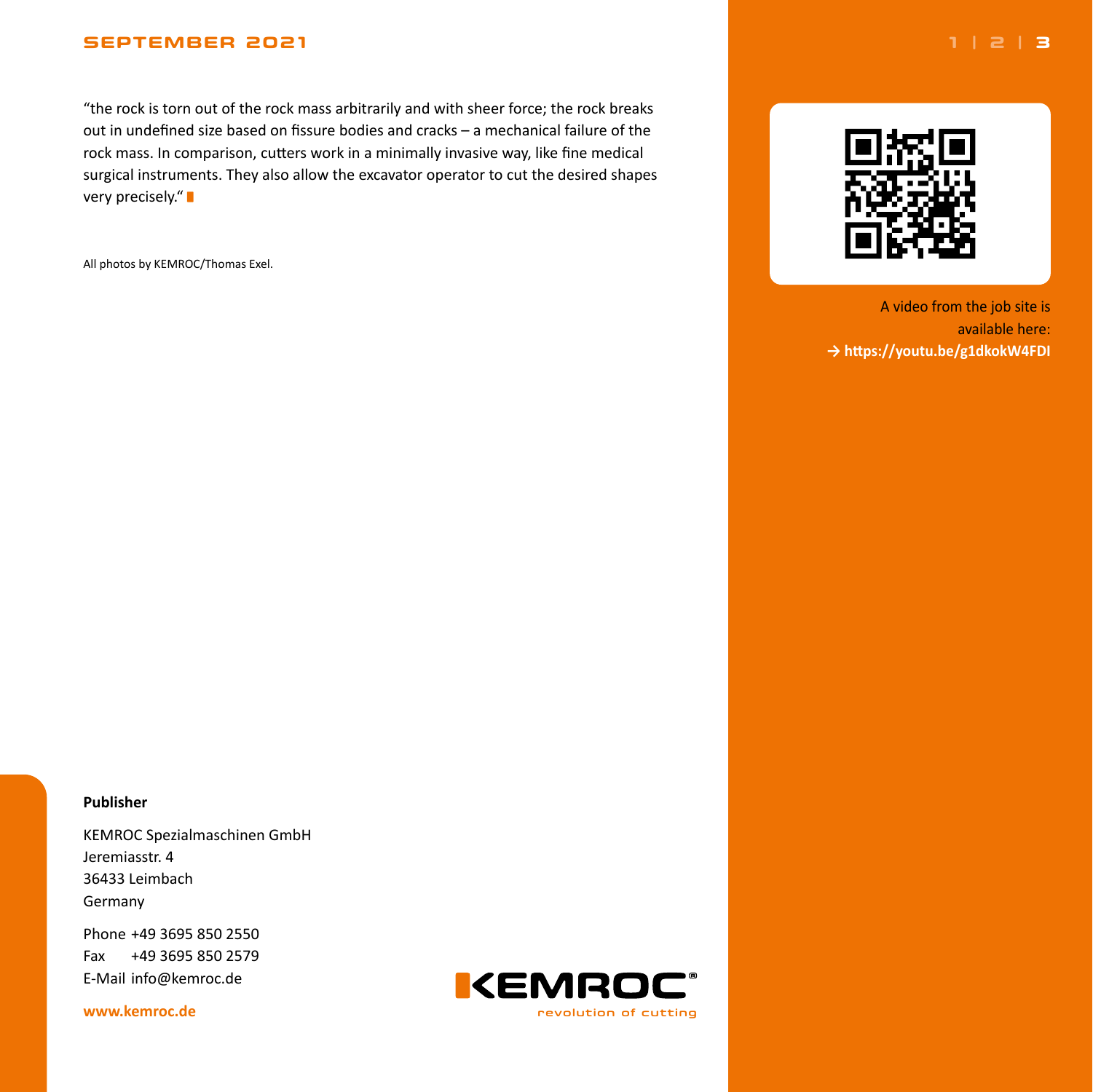"the rock is torn out of the rock mass arbitrarily and with sheer force; the rock breaks out in undefined size based on fissure bodies and cracks – a mechanical failure of the rock mass. In comparison, cutters work in a minimally invasive way, like fine medical surgical instruments. They also allow the excavator operator to cut the desired shapes very precisely."

All photos by KEMROC/Thomas Exel.

A video from the job site is available here:
→ **https://youtu.be/g1dkokW4FDI**

**Publisher**

KEMROC Spezialmaschinen GmbH
Jeremiasstr. 4
36433 Leimbach
Germany

Phone +49 3695 850 2550
Fax +49 3695 850 2579
E-Mail info@kemroc.de

**www.kemroc.de**

KEMROC®
revolution of cutting